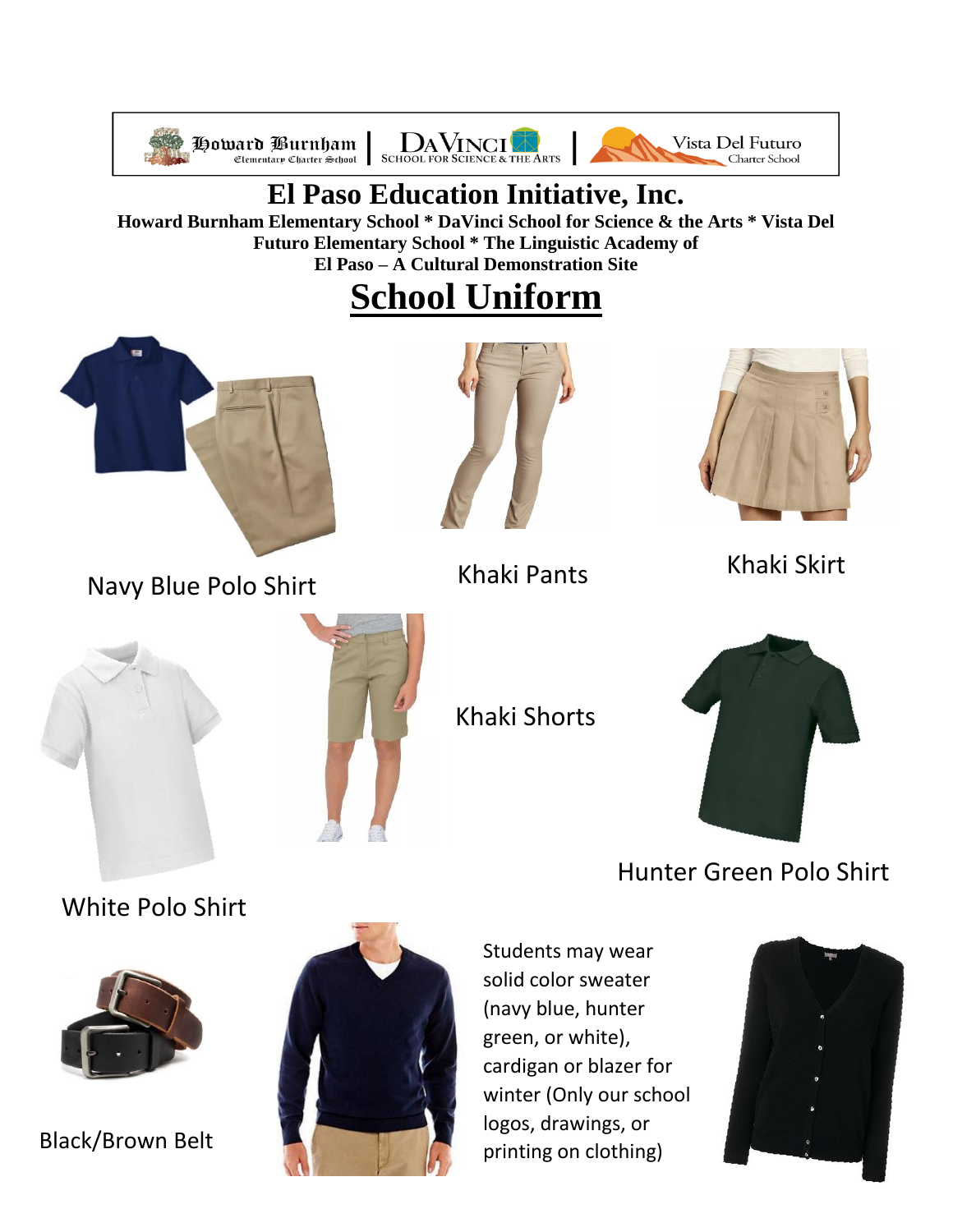Howard Burnham Elementary Charter School | DaVinci School for Science & the Arts | Vista Del Futuro Charter School

# El Paso Education Initiative, Inc.

**Howard Burnham Elementary School * DaVinci School for Science & the Arts * Vista Del Futuro Elementary School * The Linguistic Academy of El Paso – A Cultural Demonstration Site**

# School Uniform

Navy Blue Polo Shirt

Khaki Pants

Khaki Skirt

Khaki Shorts

Hunter Green Polo Shirt

White Polo Shirt

Black/Brown Belt

Students may wear solid color sweater (navy blue, hunter green, or white), cardigan or blazer for winter (Only our school logos, drawings, or printing on clothing)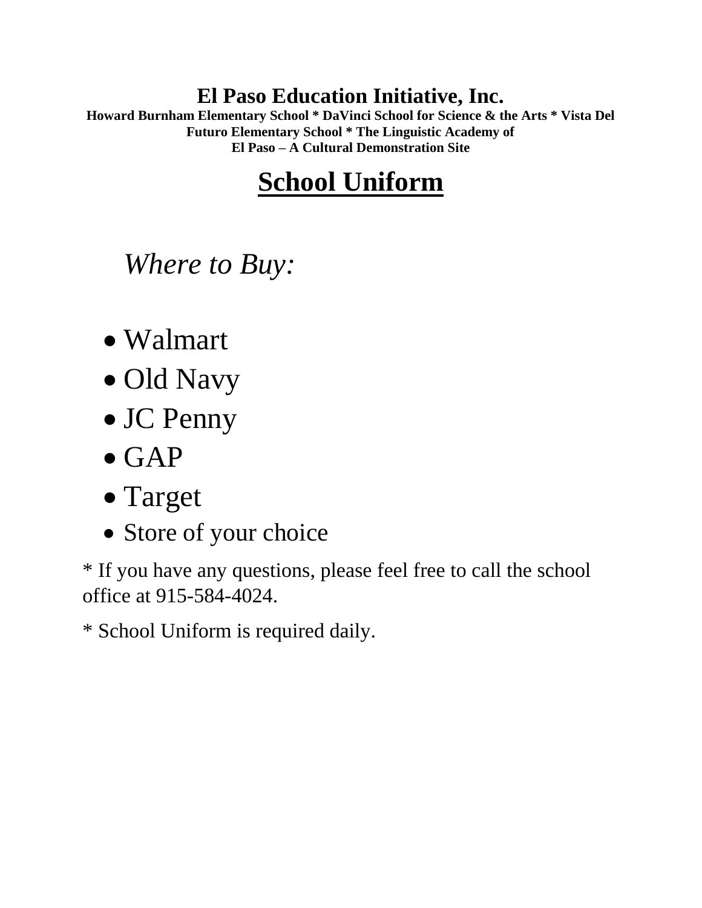# El Paso Education Initiative, Inc.

**Howard Burnham Elementary School * DaVinci School for Science & the Arts * Vista Del Futuro Elementary School * The Linguistic Academy of El Paso – A Cultural Demonstration Site**

## School Uniform

*Where to Buy:*

- Walmart
- Old Navy
- JC Penny
- GAP
- Target
- Store of your choice

* If you have any questions, please feel free to call the school office at 915-584-4024.

* School Uniform is required daily.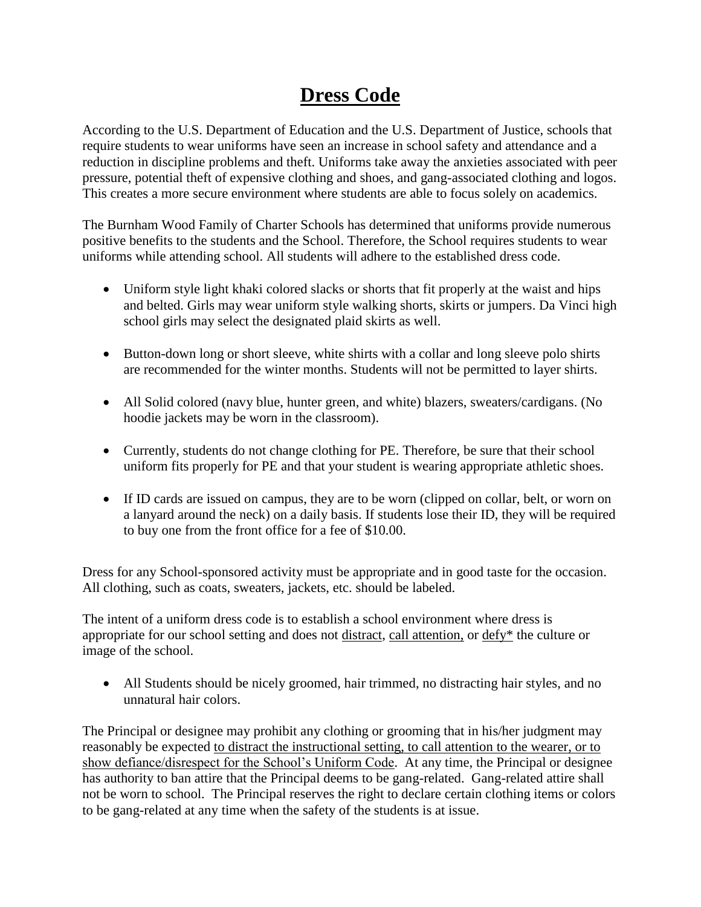# Dress Code

According to the U.S. Department of Education and the U.S. Department of Justice, schools that require students to wear uniforms have seen an increase in school safety and attendance and a reduction in discipline problems and theft. Uniforms take away the anxieties associated with peer pressure, potential theft of expensive clothing and shoes, and gang-associated clothing and logos. This creates a more secure environment where students are able to focus solely on academics.

The Burnham Wood Family of Charter Schools has determined that uniforms provide numerous positive benefits to the students and the School. Therefore, the School requires students to wear uniforms while attending school. All students will adhere to the established dress code.

- Uniform style light khaki colored slacks or shorts that fit properly at the waist and hips and belted. Girls may wear uniform style walking shorts, skirts or jumpers. Da Vinci high school girls may select the designated plaid skirts as well.
- Button-down long or short sleeve, white shirts with a collar and long sleeve polo shirts are recommended for the winter months. Students will not be permitted to layer shirts.
- All Solid colored (navy blue, hunter green, and white) blazers, sweaters/cardigans. (No hoodie jackets may be worn in the classroom).
- Currently, students do not change clothing for PE. Therefore, be sure that their school uniform fits properly for PE and that your student is wearing appropriate athletic shoes.
- If ID cards are issued on campus, they are to be worn (clipped on collar, belt, or worn on a lanyard around the neck) on a daily basis. If students lose their ID, they will be required to buy one from the front office for a fee of $10.00.

Dress for any School-sponsored activity must be appropriate and in good taste for the occasion. All clothing, such as coats, sweaters, jackets, etc. should be labeled.

The intent of a uniform dress code is to establish a school environment where dress is appropriate for our school setting and does not <u>distract</u>, <u>call attention,</u> or <u>defy*</u> the culture or image of the school.

- All Students should be nicely groomed, hair trimmed, no distracting hair styles, and no unnatural hair colors.

The Principal or designee may prohibit any clothing or grooming that in his/her judgment may reasonably be expected <u>to distract the instructional setting, to call attention to the wearer, or to show defiance/disrespect for the School's Uniform Code</u>. At any time, the Principal or designee has authority to ban attire that the Principal deems to be gang-related. Gang-related attire shall not be worn to school. The Principal reserves the right to declare certain clothing items or colors to be gang-related at any time when the safety of the students is at issue.